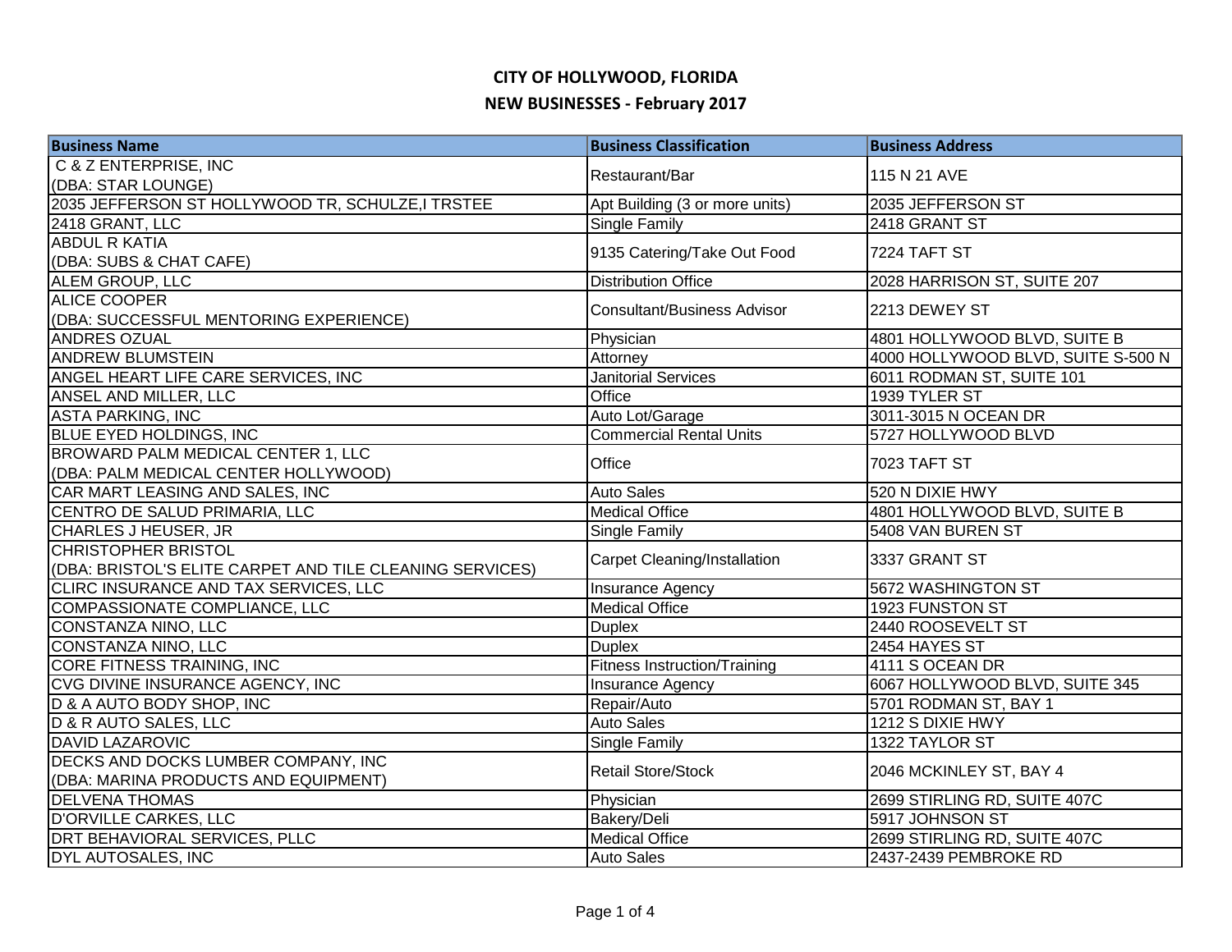# CITY OF HOLLYWOOD, FLORIDA

## NEW BUSINESSES - February 2017

| Business Name | Business Classification | Business Address |
|---|---|---|
| C & Z ENTERPRISE, INC (DBA: STAR LOUNGE) | Restaurant/Bar | 115 N 21 AVE |
| 2035 JEFFERSON ST HOLLYWOOD TR, SCHULZE,I TRSTEE | Apt Building (3 or more units) | 2035 JEFFERSON ST |
| 2418 GRANT, LLC | Single Family | 2418 GRANT ST |
| ABDUL R KATIA (DBA: SUBS & CHAT CAFE) | 9135 Catering/Take Out Food | 7224 TAFT ST |
| ALEM GROUP, LLC | Distribution Office | 2028 HARRISON ST, SUITE 207 |
| ALICE COOPER (DBA: SUCCESSFUL MENTORING EXPERIENCE) | Consultant/Business Advisor | 2213 DEWEY ST |
| ANDRES OZUAL | Physician | 4801 HOLLYWOOD BLVD, SUITE B |
| ANDREW BLUMSTEIN | Attorney | 4000 HOLLYWOOD BLVD, SUITE S-500 N |
| ANGEL HEART LIFE CARE SERVICES, INC | Janitorial Services | 6011 RODMAN ST, SUITE 101 |
| ANSEL AND MILLER, LLC | Office | 1939 TYLER ST |
| ASTA PARKING, INC | Auto Lot/Garage | 3011-3015 N OCEAN DR |
| BLUE EYED HOLDINGS, INC | Commercial Rental Units | 5727 HOLLYWOOD BLVD |
| BROWARD PALM MEDICAL CENTER 1, LLC (DBA: PALM MEDICAL CENTER HOLLYWOOD) | Office | 7023 TAFT ST |
| CAR MART LEASING AND SALES, INC | Auto Sales | 520 N DIXIE HWY |
| CENTRO DE SALUD PRIMARIA, LLC | Medical Office | 4801 HOLLYWOOD BLVD, SUITE B |
| CHARLES J HEUSER, JR | Single Family | 5408 VAN BUREN ST |
| CHRISTOPHER BRISTOL (DBA: BRISTOL'S ELITE CARPET AND TILE CLEANING SERVICES) | Carpet Cleaning/Installation | 3337 GRANT ST |
| CLIRC INSURANCE AND TAX SERVICES, LLC | Insurance Agency | 5672 WASHINGTON ST |
| COMPASSIONATE COMPLIANCE, LLC | Medical Office | 1923 FUNSTON ST |
| CONSTANZA NINO, LLC | Duplex | 2440 ROOSEVELT ST |
| CONSTANZA NINO, LLC | Duplex | 2454 HAYES ST |
| CORE FITNESS TRAINING, INC | Fitness Instruction/Training | 4111 S OCEAN DR |
| CVG DIVINE INSURANCE AGENCY, INC | Insurance Agency | 6067 HOLLYWOOD BLVD, SUITE 345 |
| D & A AUTO BODY SHOP, INC | Repair/Auto | 5701 RODMAN ST, BAY 1 |
| D & R AUTO SALES, LLC | Auto Sales | 1212 S DIXIE HWY |
| DAVID LAZAROVIC | Single Family | 1322 TAYLOR ST |
| DECKS AND DOCKS LUMBER COMPANY, INC (DBA: MARINA PRODUCTS AND EQUIPMENT) | Retail Store/Stock | 2046 MCKINLEY ST, BAY 4 |
| DELVENA THOMAS | Physician | 2699 STIRLING RD, SUITE 407C |
| D'ORVILLE CARKES, LLC | Bakery/Deli | 5917 JOHNSON ST |
| DRT BEHAVIORAL SERVICES, PLLC | Medical Office | 2699 STIRLING RD, SUITE 407C |
| DYL AUTOSALES, INC | Auto Sales | 2437-2439 PEMBROKE RD |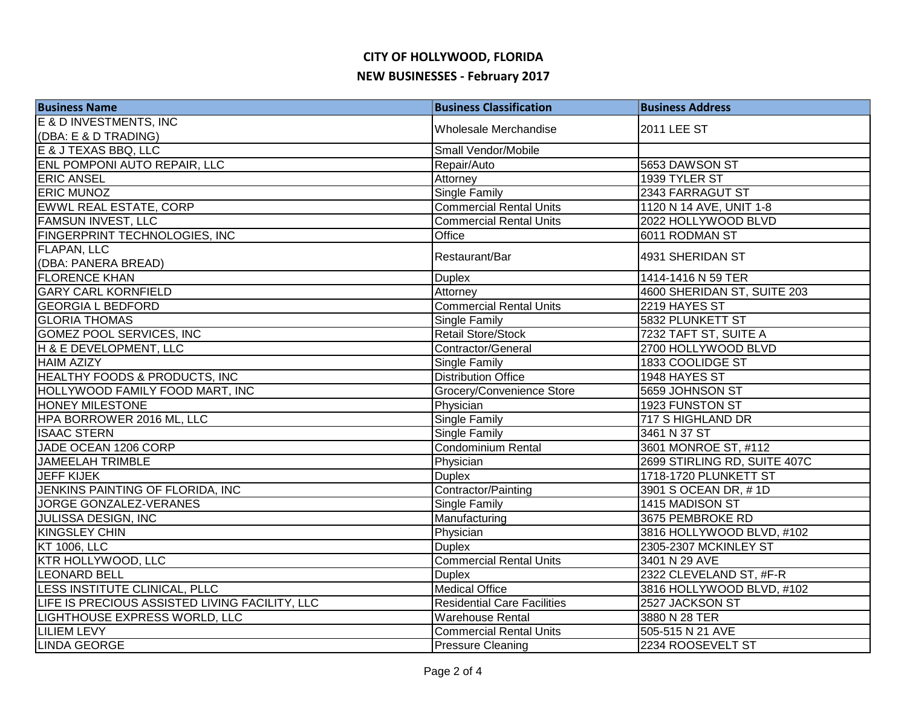# CITY OF HOLLYWOOD, FLORIDA

## NEW BUSINESSES - February 2017

| Business Name | Business Classification | Business Address |
|---|---|---|
| E & D INVESTMENTS, INC (DBA: E & D TRADING) | Wholesale Merchandise | 2011 LEE ST |
| E & J TEXAS BBQ, LLC | Small Vendor/Mobile | |
| ENL POMPONI AUTO REPAIR, LLC | Repair/Auto | 5653 DAWSON ST |
| ERIC ANSEL | Attorney | 1939 TYLER ST |
| ERIC MUNOZ | Single Family | 2343 FARRAGUT ST |
| EWWL REAL ESTATE, CORP | Commercial Rental Units | 1120 N 14 AVE, UNIT 1-8 |
| FAMSUN INVEST, LLC | Commercial Rental Units | 2022 HOLLYWOOD BLVD |
| FINGERPRINT TECHNOLOGIES, INC | Office | 6011 RODMAN ST |
| FLAPAN, LLC (DBA: PANERA BREAD) | Restaurant/Bar | 4931 SHERIDAN ST |
| FLORENCE KHAN | Duplex | 1414-1416 N 59 TER |
| GARY CARL KORNFIELD | Attorney | 4600 SHERIDAN ST, SUITE 203 |
| GEORGIA L BEDFORD | Commercial Rental Units | 2219 HAYES ST |
| GLORIA THOMAS | Single Family | 5832 PLUNKETT ST |
| GOMEZ POOL SERVICES, INC | Retail Store/Stock | 7232 TAFT ST, SUITE A |
| H & E DEVELOPMENT, LLC | Contractor/General | 2700 HOLLYWOOD BLVD |
| HAIM AZIZY | Single Family | 1833 COOLIDGE ST |
| HEALTHY FOODS & PRODUCTS, INC | Distribution Office | 1948 HAYES ST |
| HOLLYWOOD FAMILY FOOD MART, INC | Grocery/Convenience Store | 5659 JOHNSON ST |
| HONEY MILESTONE | Physician | 1923 FUNSTON ST |
| HPA BORROWER 2016 ML, LLC | Single Family | 717 S HIGHLAND DR |
| ISAAC STERN | Single Family | 3461 N 37 ST |
| JADE OCEAN 1206 CORP | Condominium Rental | 3601 MONROE ST, #112 |
| JAMEELAH TRIMBLE | Physician | 2699 STIRLING RD, SUITE 407C |
| JEFF KIJEK | Duplex | 1718-1720 PLUNKETT ST |
| JENKINS PAINTING OF FLORIDA, INC | Contractor/Painting | 3901 S OCEAN DR, # 1D |
| JORGE GONZALEZ-VERANES | Single Family | 1415 MADISON ST |
| JULISSA DESIGN, INC | Manufacturing | 3675 PEMBROKE RD |
| KINGSLEY CHIN | Physician | 3816 HOLLYWOOD BLVD, #102 |
| KT 1006, LLC | Duplex | 2305-2307 MCKINLEY ST |
| KTR HOLLYWOOD, LLC | Commercial Rental Units | 3401 N 29 AVE |
| LEONARD BELL | Duplex | 2322 CLEVELAND ST, #F-R |
| LESS INSTITUTE CLINICAL, PLLC | Medical Office | 3816 HOLLYWOOD BLVD, #102 |
| LIFE IS PRECIOUS ASSISTED LIVING FACILITY, LLC | Residential Care Facilities | 2527 JACKSON ST |
| LIGHTHOUSE EXPRESS WORLD, LLC | Warehouse Rental | 3880 N 28 TER |
| LILIEM LEVY | Commercial Rental Units | 505-515 N 21 AVE |
| LINDA GEORGE | Pressure Cleaning | 2234 ROOSEVELT ST |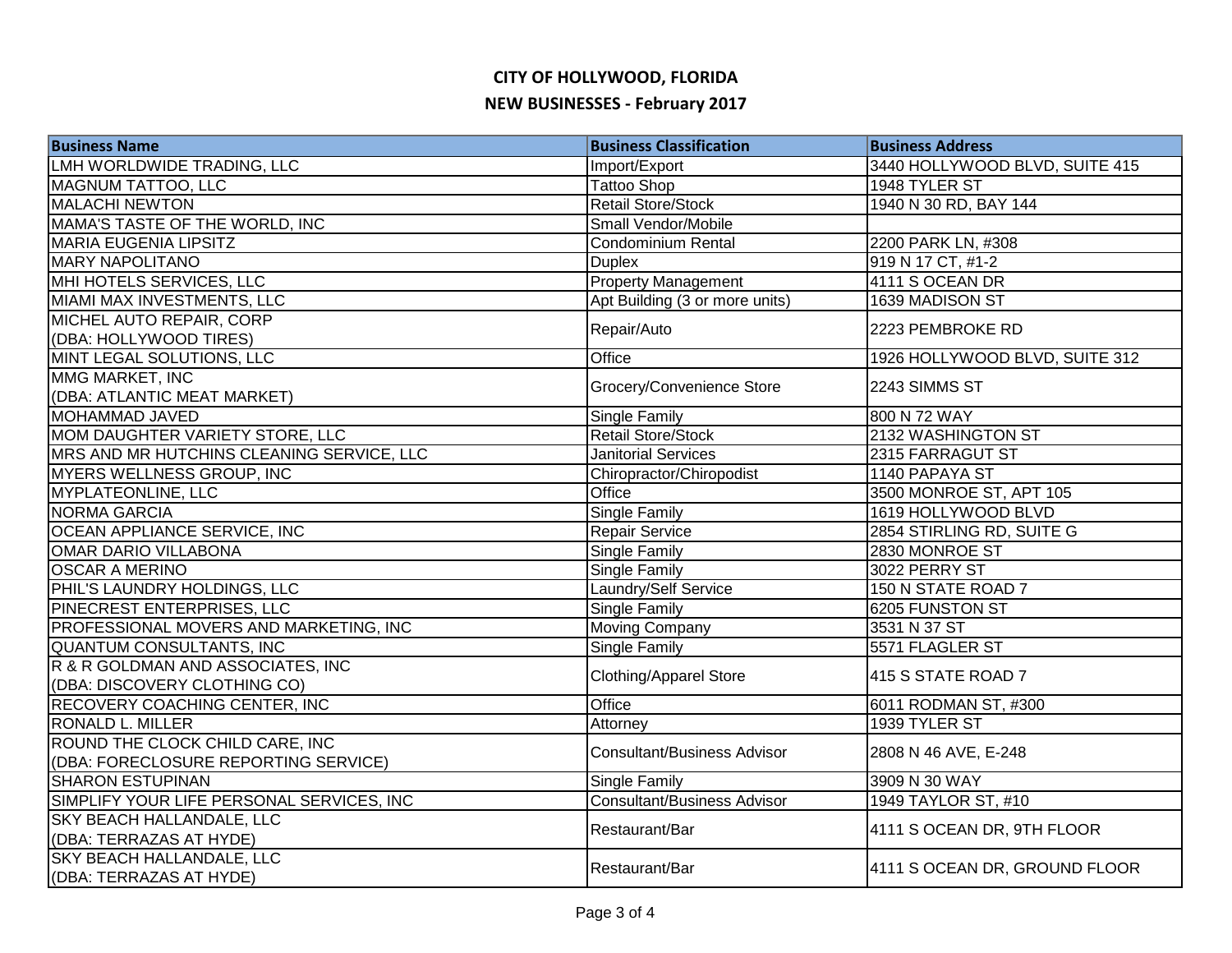# CITY OF HOLLYWOOD, FLORIDA

## NEW BUSINESSES - February 2017

| Business Name | Business Classification | Business Address |
|---|---|---|
| LMH WORLDWIDE TRADING, LLC | Import/Export | 3440 HOLLYWOOD BLVD, SUITE 415 |
| MAGNUM TATTOO, LLC | Tattoo Shop | 1948 TYLER ST |
| MALACHI NEWTON | Retail Store/Stock | 1940 N 30 RD, BAY 144 |
| MAMA'S TASTE OF THE WORLD, INC | Small Vendor/Mobile | |
| MARIA EUGENIA LIPSITZ | Condominium Rental | 2200 PARK LN, #308 |
| MARY NAPOLITANO | Duplex | 919 N 17 CT, #1-2 |
| MHI HOTELS SERVICES, LLC | Property Management | 4111 S OCEAN DR |
| MIAMI MAX INVESTMENTS, LLC | Apt Building (3 or more units) | 1639 MADISON ST |
| MICHEL AUTO REPAIR, CORP (DBA: HOLLYWOOD TIRES) | Repair/Auto | 2223 PEMBROKE RD |
| MINT LEGAL SOLUTIONS, LLC | Office | 1926 HOLLYWOOD BLVD, SUITE 312 |
| MMG MARKET, INC (DBA: ATLANTIC MEAT MARKET) | Grocery/Convenience Store | 2243 SIMMS ST |
| MOHAMMAD JAVED | Single Family | 800 N 72 WAY |
| MOM DAUGHTER VARIETY STORE, LLC | Retail Store/Stock | 2132 WASHINGTON ST |
| MRS AND MR HUTCHINS CLEANING SERVICE, LLC | Janitorial Services | 2315 FARRAGUT ST |
| MYERS WELLNESS GROUP, INC | Chiropractor/Chiropodist | 1140 PAPAYA ST |
| MYPLATEONLINE, LLC | Office | 3500 MONROE ST, APT 105 |
| NORMA GARCIA | Single Family | 1619 HOLLYWOOD BLVD |
| OCEAN APPLIANCE SERVICE, INC | Repair Service | 2854 STIRLING RD, SUITE G |
| OMAR DARIO VILLABONA | Single Family | 2830 MONROE ST |
| OSCAR A MERINO | Single Family | 3022 PERRY ST |
| PHIL'S LAUNDRY HOLDINGS, LLC | Laundry/Self Service | 150 N STATE ROAD 7 |
| PINECREST ENTERPRISES, LLC | Single Family | 6205 FUNSTON ST |
| PROFESSIONAL MOVERS AND MARKETING, INC | Moving Company | 3531 N 37 ST |
| QUANTUM CONSULTANTS, INC | Single Family | 5571 FLAGLER ST |
| R & R GOLDMAN AND ASSOCIATES, INC (DBA: DISCOVERY CLOTHING CO) | Clothing/Apparel Store | 415 S STATE ROAD 7 |
| RECOVERY COACHING CENTER, INC | Office | 6011 RODMAN ST, #300 |
| RONALD L. MILLER | Attorney | 1939 TYLER ST |
| ROUND THE CLOCK CHILD CARE, INC (DBA: FORECLOSURE REPORTING SERVICE) | Consultant/Business Advisor | 2808 N 46 AVE, E-248 |
| SHARON ESTUPINAN | Single Family | 3909 N 30 WAY |
| SIMPLIFY YOUR LIFE PERSONAL SERVICES, INC | Consultant/Business Advisor | 1949 TAYLOR ST, #10 |
| SKY BEACH HALLANDALE, LLC (DBA: TERRAZAS AT HYDE) | Restaurant/Bar | 4111 S OCEAN DR, 9TH FLOOR |
| SKY BEACH HALLANDALE, LLC (DBA: TERRAZAS AT HYDE) | Restaurant/Bar | 4111 S OCEAN DR, GROUND FLOOR |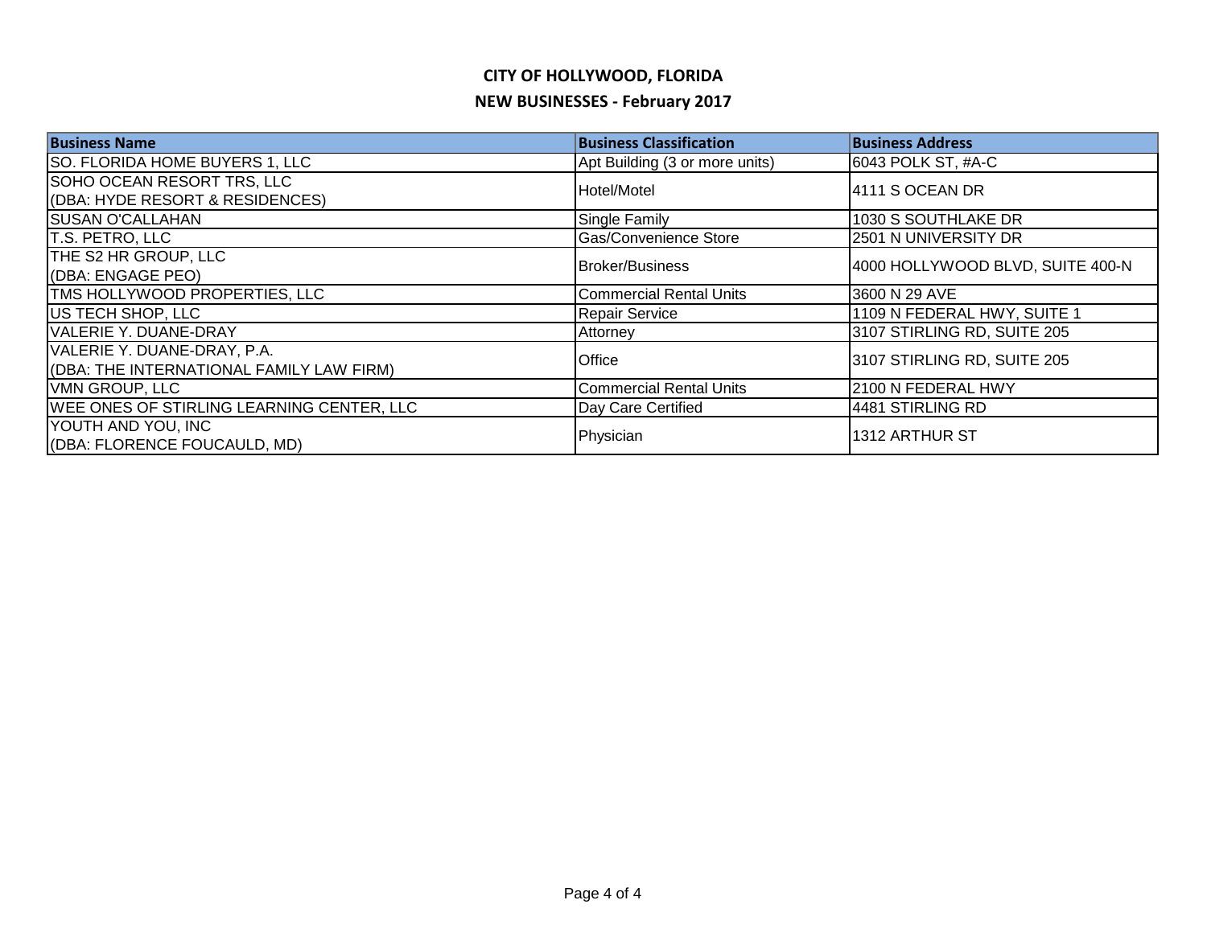# CITY OF HOLLYWOOD, FLORIDA

## NEW BUSINESSES - February 2017

| Business Name | Business Classification | Business Address |
|---|---|---|
| SO. FLORIDA HOME BUYERS 1, LLC | Apt Building (3 or more units) | 6043 POLK ST, #A-C |
| SOHO OCEAN RESORT TRS, LLC (DBA: HYDE RESORT & RESIDENCES) | Hotel/Motel | 4111 S OCEAN DR |
| SUSAN O'CALLAHAN | Single Family | 1030 S SOUTHLAKE DR |
| T.S. PETRO, LLC | Gas/Convenience Store | 2501 N UNIVERSITY DR |
| THE S2 HR GROUP, LLC (DBA: ENGAGE PEO) | Broker/Business | 4000 HOLLYWOOD BLVD, SUITE 400-N |
| TMS HOLLYWOOD PROPERTIES, LLC | Commercial Rental Units | 3600 N 29 AVE |
| US TECH SHOP, LLC | Repair Service | 1109 N FEDERAL HWY, SUITE 1 |
| VALERIE Y. DUANE-DRAY | Attorney | 3107 STIRLING RD, SUITE 205 |
| VALERIE Y. DUANE-DRAY, P.A. (DBA: THE INTERNATIONAL FAMILY LAW FIRM) | Office | 3107 STIRLING RD, SUITE 205 |
| VMN GROUP, LLC | Commercial Rental Units | 2100 N FEDERAL HWY |
| WEE ONES OF STIRLING LEARNING CENTER, LLC | Day Care Certified | 4481 STIRLING RD |
| YOUTH AND YOU, INC (DBA: FLORENCE FOUCAULD, MD) | Physician | 1312 ARTHUR ST |